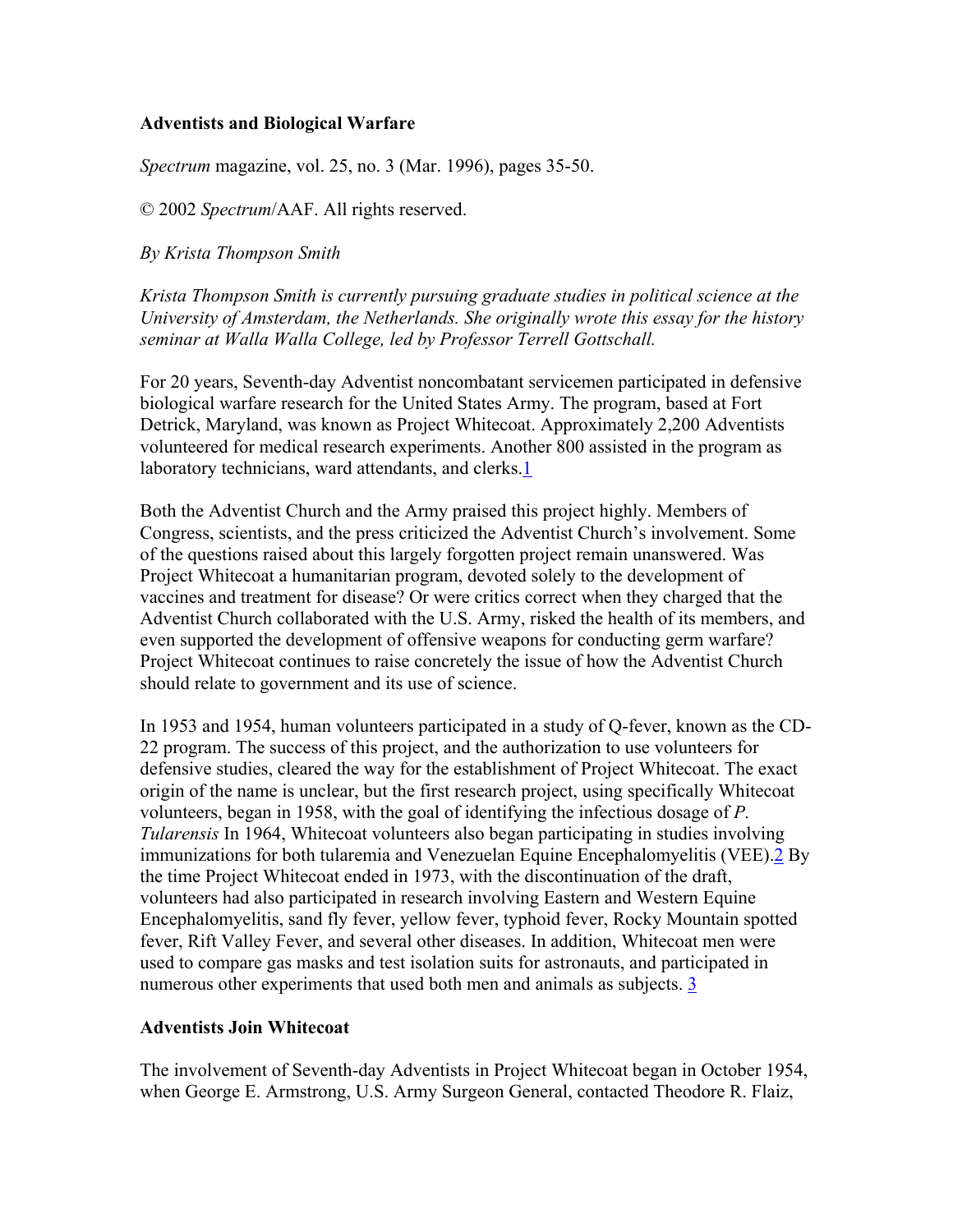# Adventists and Biological Warfare

*Spectrum* magazine, vol. 25, no. 3 (Mar. 1996), pages 35-50.

© 2002 *Spectrum*/AAF. All rights reserved.

*By Krista Thompson Smith*

*Krista Thompson Smith is currently pursuing graduate studies in political science at the University of Amsterdam, the Netherlands. She originally wrote this essay for the history seminar at Walla Walla College, led by Professor Terrell Gottschall.*

For 20 years, Seventh-day Adventist noncombatant servicemen participated in defensive biological warfare research for the United States Army. The program, based at Fort Detrick, Maryland, was known as Project Whitecoat. Approximately 2,200 Adventists volunteered for medical research experiments. Another 800 assisted in the program as laboratory technicians, ward attendants, and clerks.[1]

Both the Adventist Church and the Army praised this project highly. Members of Congress, scientists, and the press criticized the Adventist Church's involvement. Some of the questions raised about this largely forgotten project remain unanswered. Was Project Whitecoat a humanitarian program, devoted solely to the development of vaccines and treatment for disease? Or were critics correct when they charged that the Adventist Church collaborated with the U.S. Army, risked the health of its members, and even supported the development of offensive weapons for conducting germ warfare? Project Whitecoat continues to raise concretely the issue of how the Adventist Church should relate to government and its use of science.

In 1953 and 1954, human volunteers participated in a study of Q-fever, known as the CD-22 program. The success of this project, and the authorization to use volunteers for defensive studies, cleared the way for the establishment of Project Whitecoat. The exact origin of the name is unclear, but the first research project, using specifically Whitecoat volunteers, began in 1958, with the goal of identifying the infectious dosage of *P. Tularensis* In 1964, Whitecoat volunteers also began participating in studies involving immunizations for both tularemia and Venezuelan Equine Encephalomyelitis (VEE).[2] By the time Project Whitecoat ended in 1973, with the discontinuation of the draft, volunteers had also participated in research involving Eastern and Western Equine Encephalomyelitis, sand fly fever, yellow fever, typhoid fever, Rocky Mountain spotted fever, Rift Valley Fever, and several other diseases. In addition, Whitecoat men were used to compare gas masks and test isolation suits for astronauts, and participated in numerous other experiments that used both men and animals as subjects. [3]

## Adventists Join Whitecoat

The involvement of Seventh-day Adventists in Project Whitecoat began in October 1954, when George E. Armstrong, U.S. Army Surgeon General, contacted Theodore R. Flaiz,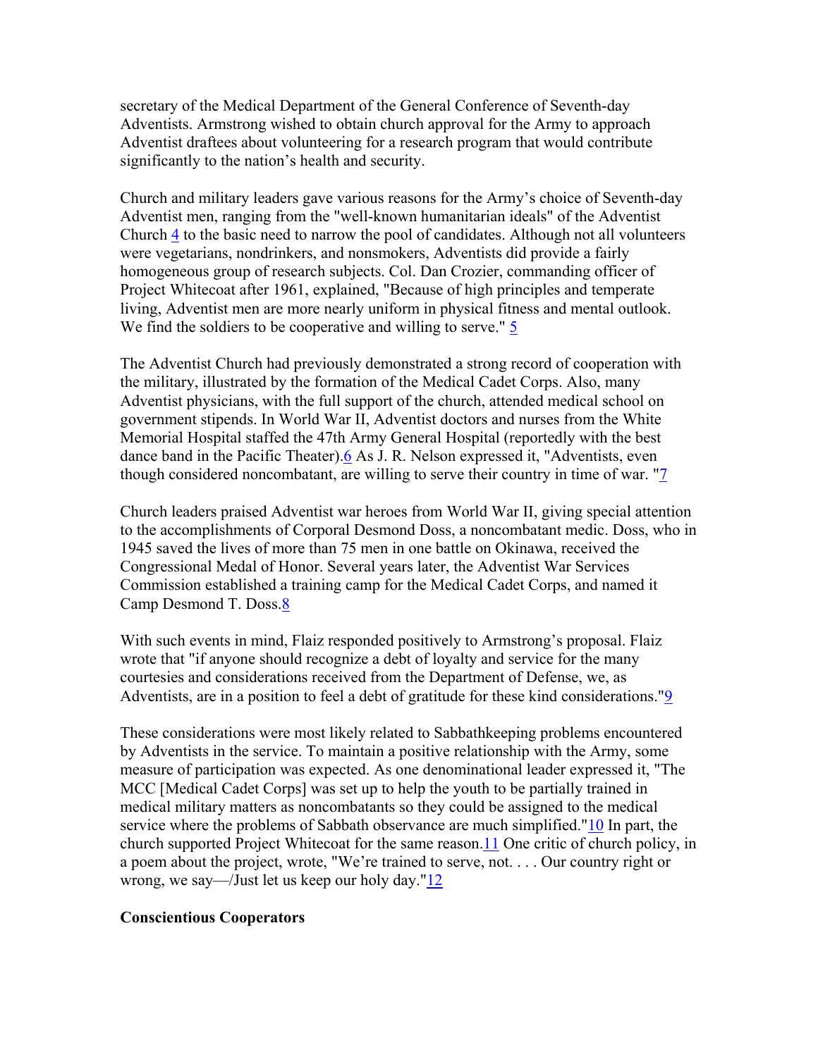secretary of the Medical Department of the General Conference of Seventh-day Adventists. Armstrong wished to obtain church approval for the Army to approach Adventist draftees about volunteering for a research program that would contribute significantly to the nation's health and security.

Church and military leaders gave various reasons for the Army's choice of Seventh-day Adventist men, ranging from the "well-known humanitarian ideals" of the Adventist Church [4] to the basic need to narrow the pool of candidates. Although not all volunteers were vegetarians, nondrinkers, and nonsmokers, Adventists did provide a fairly homogeneous group of research subjects. Col. Dan Crozier, commanding officer of Project Whitecoat after 1961, explained, "Because of high principles and temperate living, Adventist men are more nearly uniform in physical fitness and mental outlook. We find the soldiers to be cooperative and willing to serve." [5]

The Adventist Church had previously demonstrated a strong record of cooperation with the military, illustrated by the formation of the Medical Cadet Corps. Also, many Adventist physicians, with the full support of the church, attended medical school on government stipends. In World War II, Adventist doctors and nurses from the White Memorial Hospital staffed the 47th Army General Hospital (reportedly with the best dance band in the Pacific Theater).[6] As J. R. Nelson expressed it, "Adventists, even though considered noncombatant, are willing to serve their country in time of war. "[7]

Church leaders praised Adventist war heroes from World War II, giving special attention to the accomplishments of Corporal Desmond Doss, a noncombatant medic. Doss, who in 1945 saved the lives of more than 75 men in one battle on Okinawa, received the Congressional Medal of Honor. Several years later, the Adventist War Services Commission established a training camp for the Medical Cadet Corps, and named it Camp Desmond T. Doss.[8]

With such events in mind, Flaiz responded positively to Armstrong's proposal. Flaiz wrote that "if anyone should recognize a debt of loyalty and service for the many courtesies and considerations received from the Department of Defense, we, as Adventists, are in a position to feel a debt of gratitude for these kind considerations."[9]

These considerations were most likely related to Sabbathkeeping problems encountered by Adventists in the service. To maintain a positive relationship with the Army, some measure of participation was expected. As one denominational leader expressed it, "The MCC [Medical Cadet Corps] was set up to help the youth to be partially trained in medical military matters as noncombatants so they could be assigned to the medical service where the problems of Sabbath observance are much simplified."[10] In part, the church supported Project Whitecoat for the same reason.[11] One critic of church policy, in a poem about the project, wrote, "We're trained to serve, not. . . . Our country right or wrong, we say—/Just let us keep our holy day."[12]

**Conscientious Cooperators**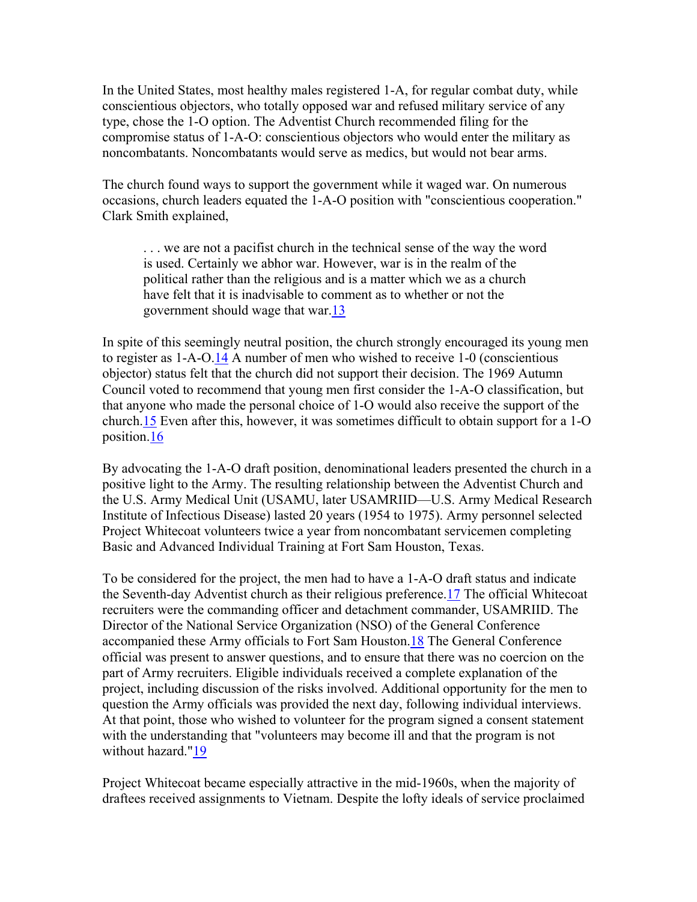In the United States, most healthy males registered 1-A, for regular combat duty, while conscientious objectors, who totally opposed war and refused military service of any type, chose the 1-O option. The Adventist Church recommended filing for the compromise status of 1-A-O: conscientious objectors who would enter the military as noncombatants. Noncombatants would serve as medics, but would not bear arms.

The church found ways to support the government while it waged war. On numerous occasions, church leaders equated the 1-A-O position with "conscientious cooperation." Clark Smith explained,

> . . . we are not a pacifist church in the technical sense of the way the word is used. Certainly we abhor war. However, war is in the realm of the political rather than the religious and is a matter which we as a church have felt that it is inadvisable to comment as to whether or not the government should wage that war.[13]

In spite of this seemingly neutral position, the church strongly encouraged its young men to register as 1-A-O.[14] A number of men who wished to receive 1-0 (conscientious objector) status felt that the church did not support their decision. The 1969 Autumn Council voted to recommend that young men first consider the 1-A-O classification, but that anyone who made the personal choice of 1-O would also receive the support of the church.[15] Even after this, however, it was sometimes difficult to obtain support for a 1-O position.[16]

By advocating the 1-A-O draft position, denominational leaders presented the church in a positive light to the Army. The resulting relationship between the Adventist Church and the U.S. Army Medical Unit (USAMU, later USAMRIID—U.S. Army Medical Research Institute of Infectious Disease) lasted 20 years (1954 to 1975). Army personnel selected Project Whitecoat volunteers twice a year from noncombatant servicemen completing Basic and Advanced Individual Training at Fort Sam Houston, Texas.

To be considered for the project, the men had to have a 1-A-O draft status and indicate the Seventh-day Adventist church as their religious preference.[17] The official Whitecoat recruiters were the commanding officer and detachment commander, USAMRIID. The Director of the National Service Organization (NSO) of the General Conference accompanied these Army officials to Fort Sam Houston.[18] The General Conference official was present to answer questions, and to ensure that there was no coercion on the part of Army recruiters. Eligible individuals received a complete explanation of the project, including discussion of the risks involved. Additional opportunity for the men to question the Army officials was provided the next day, following individual interviews. At that point, those who wished to volunteer for the program signed a consent statement with the understanding that "volunteers may become ill and that the program is not without hazard."[19]

Project Whitecoat became especially attractive in the mid-1960s, when the majority of draftees received assignments to Vietnam. Despite the lofty ideals of service proclaimed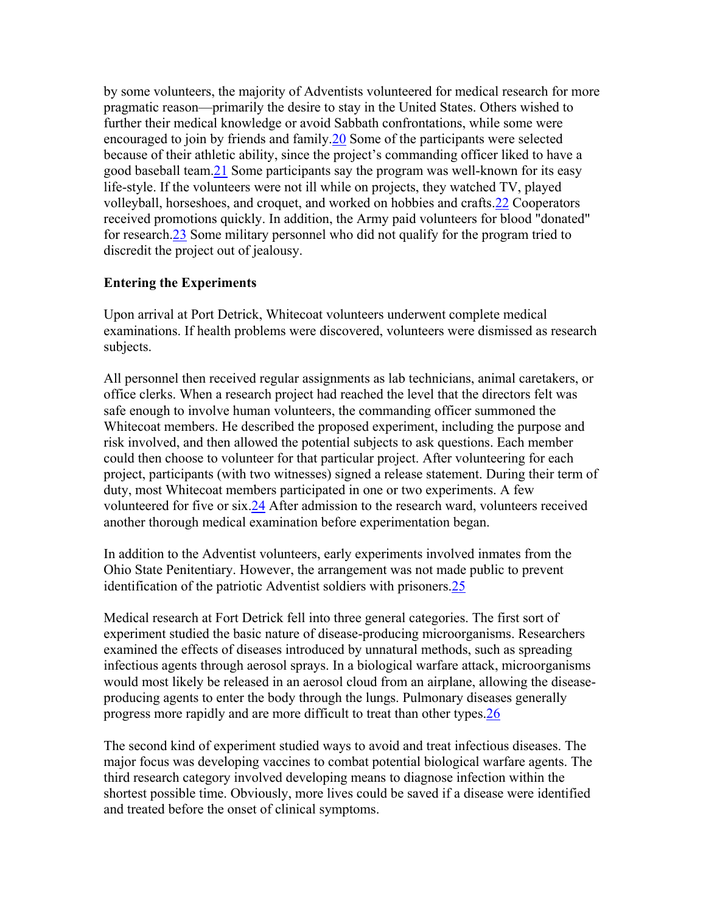by some volunteers, the majority of Adventists volunteered for medical research for more pragmatic reason—primarily the desire to stay in the United States. Others wished to further their medical knowledge or avoid Sabbath confrontations, while some were encouraged to join by friends and family.[20] Some of the participants were selected because of their athletic ability, since the project's commanding officer liked to have a good baseball team.[21] Some participants say the program was well-known for its easy life-style. If the volunteers were not ill while on projects, they watched TV, played volleyball, horseshoes, and croquet, and worked on hobbies and crafts.[22] Cooperators received promotions quickly. In addition, the Army paid volunteers for blood "donated" for research.[23] Some military personnel who did not qualify for the program tried to discredit the project out of jealousy.

**Entering the Experiments**

Upon arrival at Port Detrick, Whitecoat volunteers underwent complete medical examinations. If health problems were discovered, volunteers were dismissed as research subjects.

All personnel then received regular assignments as lab technicians, animal caretakers, or office clerks. When a research project had reached the level that the directors felt was safe enough to involve human volunteers, the commanding officer summoned the Whitecoat members. He described the proposed experiment, including the purpose and risk involved, and then allowed the potential subjects to ask questions. Each member could then choose to volunteer for that particular project. After volunteering for each project, participants (with two witnesses) signed a release statement. During their term of duty, most Whitecoat members participated in one or two experiments. A few volunteered for five or six.[24] After admission to the research ward, volunteers received another thorough medical examination before experimentation began.

In addition to the Adventist volunteers, early experiments involved inmates from the Ohio State Penitentiary. However, the arrangement was not made public to prevent identification of the patriotic Adventist soldiers with prisoners.[25]

Medical research at Fort Detrick fell into three general categories. The first sort of experiment studied the basic nature of disease-producing microorganisms. Researchers examined the effects of diseases introduced by unnatural methods, such as spreading infectious agents through aerosol sprays. In a biological warfare attack, microorganisms would most likely be released in an aerosol cloud from an airplane, allowing the disease-producing agents to enter the body through the lungs. Pulmonary diseases generally progress more rapidly and are more difficult to treat than other types.[26]

The second kind of experiment studied ways to avoid and treat infectious diseases. The major focus was developing vaccines to combat potential biological warfare agents. The third research category involved developing means to diagnose infection within the shortest possible time. Obviously, more lives could be saved if a disease were identified and treated before the onset of clinical symptoms.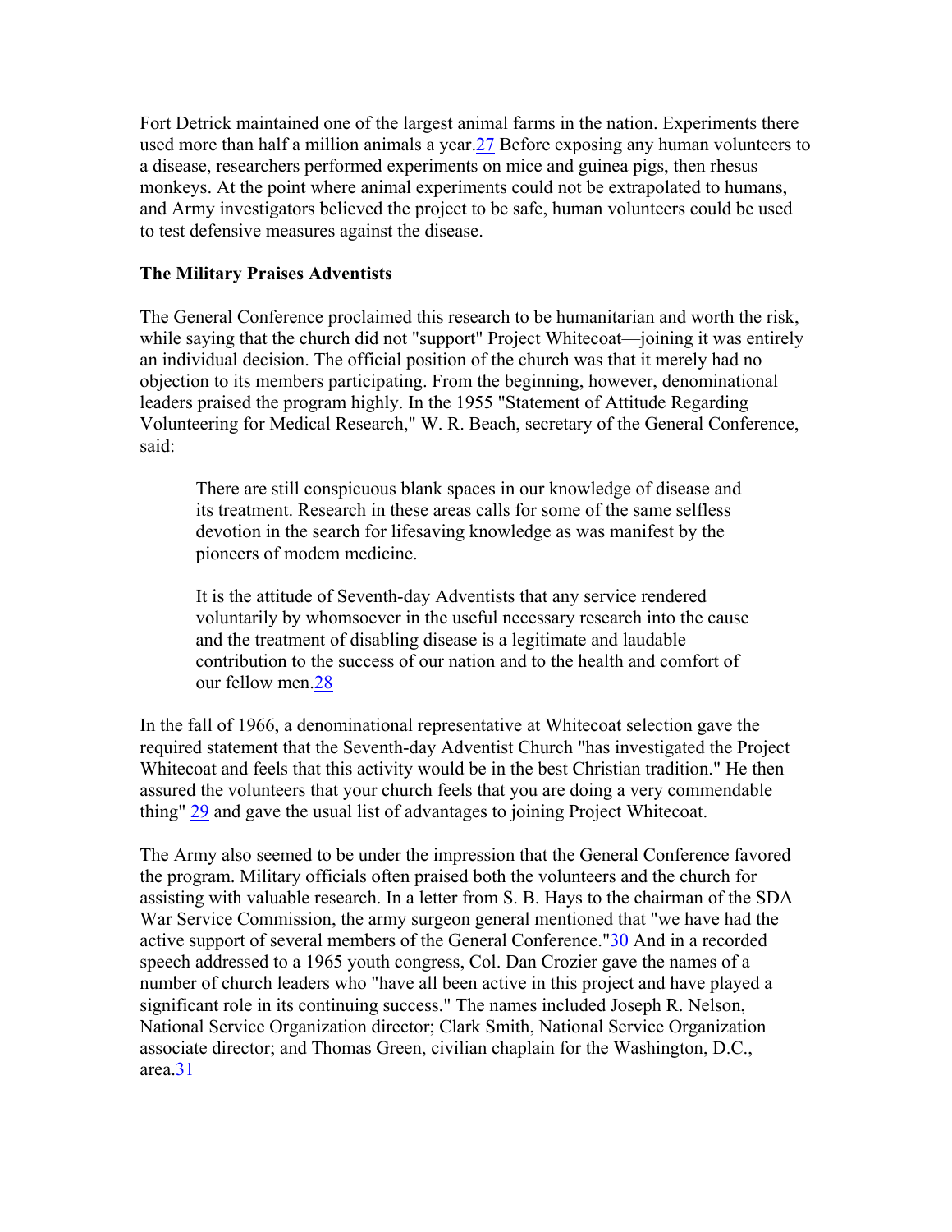Fort Detrick maintained one of the largest animal farms in the nation. Experiments there used more than half a million animals a year.[27] Before exposing any human volunteers to a disease, researchers performed experiments on mice and guinea pigs, then rhesus monkeys. At the point where animal experiments could not be extrapolated to humans, and Army investigators believed the project to be safe, human volunteers could be used to test defensive measures against the disease.

**The Military Praises Adventists**

The General Conference proclaimed this research to be humanitarian and worth the risk, while saying that the church did not "support" Project Whitecoat—joining it was entirely an individual decision. The official position of the church was that it merely had no objection to its members participating. From the beginning, however, denominational leaders praised the program highly. In the 1955 "Statement of Attitude Regarding Volunteering for Medical Research," W. R. Beach, secretary of the General Conference, said:

> There are still conspicuous blank spaces in our knowledge of disease and its treatment. Research in these areas calls for some of the same selfless devotion in the search for lifesaving knowledge as was manifest by the pioneers of modem medicine.
>
> It is the attitude of Seventh-day Adventists that any service rendered voluntarily by whomsoever in the useful necessary research into the cause and the treatment of disabling disease is a legitimate and laudable contribution to the success of our nation and to the health and comfort of our fellow men.[28]

In the fall of 1966, a denominational representative at Whitecoat selection gave the required statement that the Seventh-day Adventist Church "has investigated the Project Whitecoat and feels that this activity would be in the best Christian tradition." He then assured the volunteers that your church feels that you are doing a very commendable thing" [29] and gave the usual list of advantages to joining Project Whitecoat.

The Army also seemed to be under the impression that the General Conference favored the program. Military officials often praised both the volunteers and the church for assisting with valuable research. In a letter from S. B. Hays to the chairman of the SDA War Service Commission, the army surgeon general mentioned that "we have had the active support of several members of the General Conference."[30] And in a recorded speech addressed to a 1965 youth congress, Col. Dan Crozier gave the names of a number of church leaders who "have all been active in this project and have played a significant role in its continuing success." The names included Joseph R. Nelson, National Service Organization director; Clark Smith, National Service Organization associate director; and Thomas Green, civilian chaplain for the Washington, D.C., area.[31]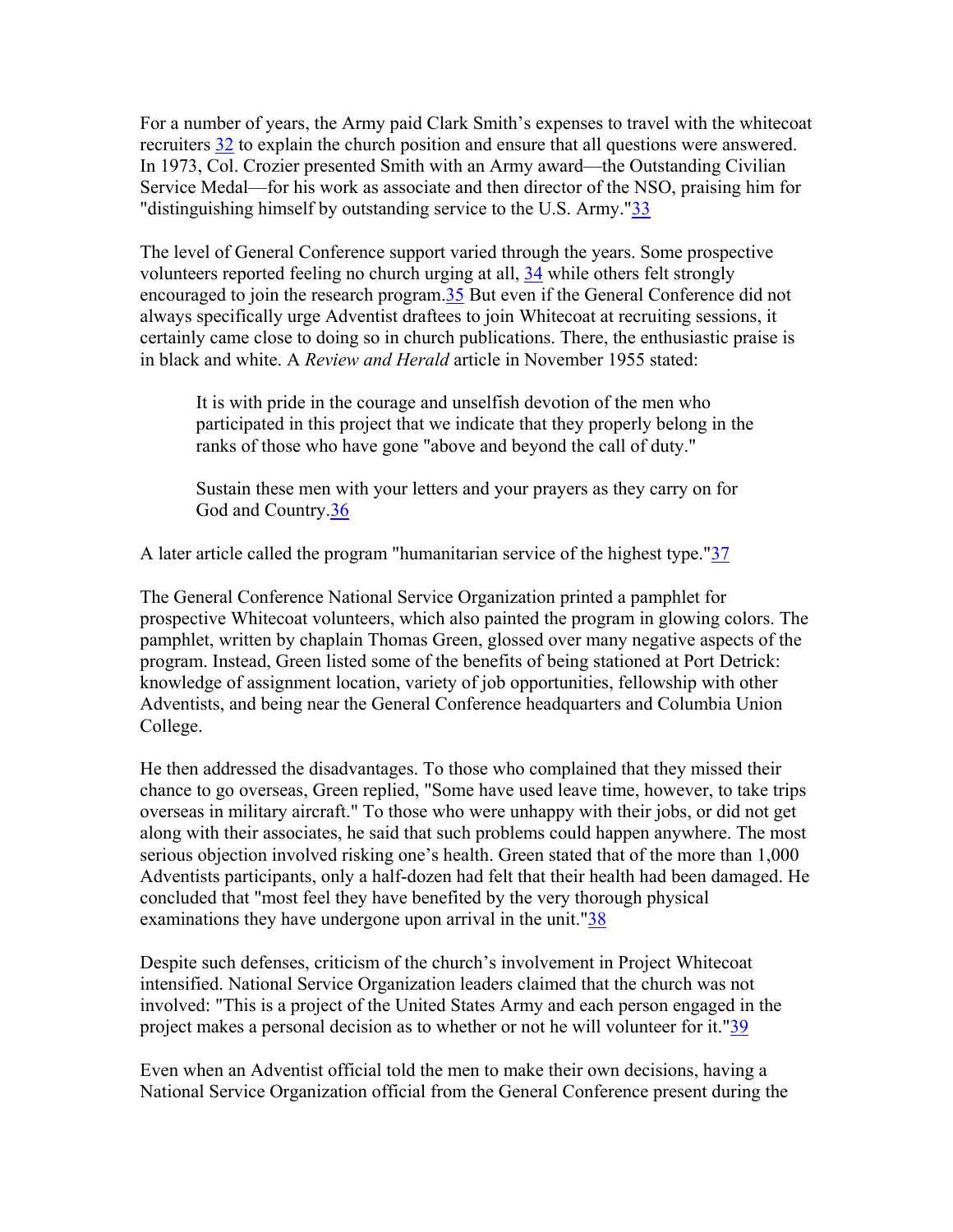For a number of years, the Army paid Clark Smith's expenses to travel with the whitecoat recruiters [32] to explain the church position and ensure that all questions were answered. In 1973, Col. Crozier presented Smith with an Army award—the Outstanding Civilian Service Medal—for his work as associate and then director of the NSO, praising him for "distinguishing himself by outstanding service to the U.S. Army."[33]

The level of General Conference support varied through the years. Some prospective volunteers reported feeling no church urging at all, [34] while others felt strongly encouraged to join the research program.[35] But even if the General Conference did not always specifically urge Adventist draftees to join Whitecoat at recruiting sessions, it certainly came close to doing so in church publications. There, the enthusiastic praise is in black and white. A *Review and Herald* article in November 1955 stated:

> It is with pride in the courage and unselfish devotion of the men who participated in this project that we indicate that they properly belong in the ranks of those who have gone "above and beyond the call of duty."
>
> Sustain these men with your letters and your prayers as they carry on for God and Country.[36]

A later article called the program "humanitarian service of the highest type."[37]

The General Conference National Service Organization printed a pamphlet for prospective Whitecoat volunteers, which also painted the program in glowing colors. The pamphlet, written by chaplain Thomas Green, glossed over many negative aspects of the program. Instead, Green listed some of the benefits of being stationed at Port Detrick: knowledge of assignment location, variety of job opportunities, fellowship with other Adventists, and being near the General Conference headquarters and Columbia Union College.

He then addressed the disadvantages. To those who complained that they missed their chance to go overseas, Green replied, "Some have used leave time, however, to take trips overseas in military aircraft." To those who were unhappy with their jobs, or did not get along with their associates, he said that such problems could happen anywhere. The most serious objection involved risking one's health. Green stated that of the more than 1,000 Adventists participants, only a half-dozen had felt that their health had been damaged. He concluded that "most feel they have benefited by the very thorough physical examinations they have undergone upon arrival in the unit."[38]

Despite such defenses, criticism of the church's involvement in Project Whitecoat intensified. National Service Organization leaders claimed that the church was not involved: "This is a project of the United States Army and each person engaged in the project makes a personal decision as to whether or not he will volunteer for it."[39]

Even when an Adventist official told the men to make their own decisions, having a National Service Organization official from the General Conference present during the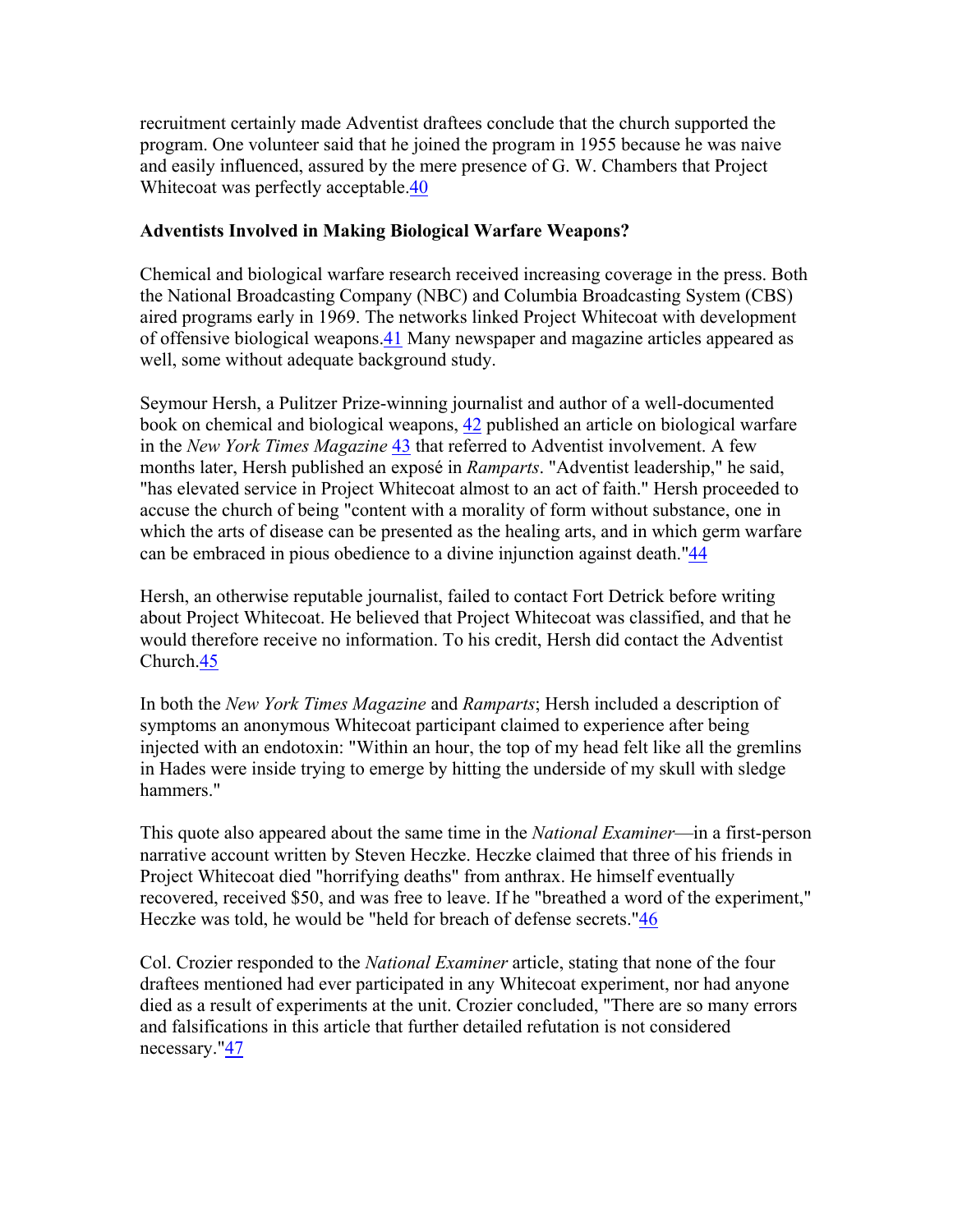recruitment certainly made Adventist draftees conclude that the church supported the program. One volunteer said that he joined the program in 1955 because he was naive and easily influenced, assured by the mere presence of G. W. Chambers that Project Whitecoat was perfectly acceptable.[40]

**Adventists Involved in Making Biological Warfare Weapons?**

Chemical and biological warfare research received increasing coverage in the press. Both the National Broadcasting Company (NBC) and Columbia Broadcasting System (CBS) aired programs early in 1969. The networks linked Project Whitecoat with development of offensive biological weapons.[41] Many newspaper and magazine articles appeared as well, some without adequate background study.

Seymour Hersh, a Pulitzer Prize-winning journalist and author of a well-documented book on chemical and biological weapons, [42] published an article on biological warfare in the *New York Times Magazine* [43] that referred to Adventist involvement. A few months later, Hersh published an exposé in *Ramparts*. "Adventist leadership," he said, "has elevated service in Project Whitecoat almost to an act of faith." Hersh proceeded to accuse the church of being "content with a morality of form without substance, one in which the arts of disease can be presented as the healing arts, and in which germ warfare can be embraced in pious obedience to a divine injunction against death."[44]

Hersh, an otherwise reputable journalist, failed to contact Fort Detrick before writing about Project Whitecoat. He believed that Project Whitecoat was classified, and that he would therefore receive no information. To his credit, Hersh did contact the Adventist Church.[45]

In both the *New York Times Magazine* and *Ramparts*; Hersh included a description of symptoms an anonymous Whitecoat participant claimed to experience after being injected with an endotoxin: "Within an hour, the top of my head felt like all the gremlins in Hades were inside trying to emerge by hitting the underside of my skull with sledge hammers."

This quote also appeared about the same time in the *National Examiner*—in a first-person narrative account written by Steven Heczke. Heczke claimed that three of his friends in Project Whitecoat died "horrifying deaths" from anthrax. He himself eventually recovered, received $50, and was free to leave. If he "breathed a word of the experiment," Heczke was told, he would be "held for breach of defense secrets."[46]

Col. Crozier responded to the *National Examiner* article, stating that none of the four draftees mentioned had ever participated in any Whitecoat experiment, nor had anyone died as a result of experiments at the unit. Crozier concluded, "There are so many errors and falsifications in this article that further detailed refutation is not considered necessary."[47]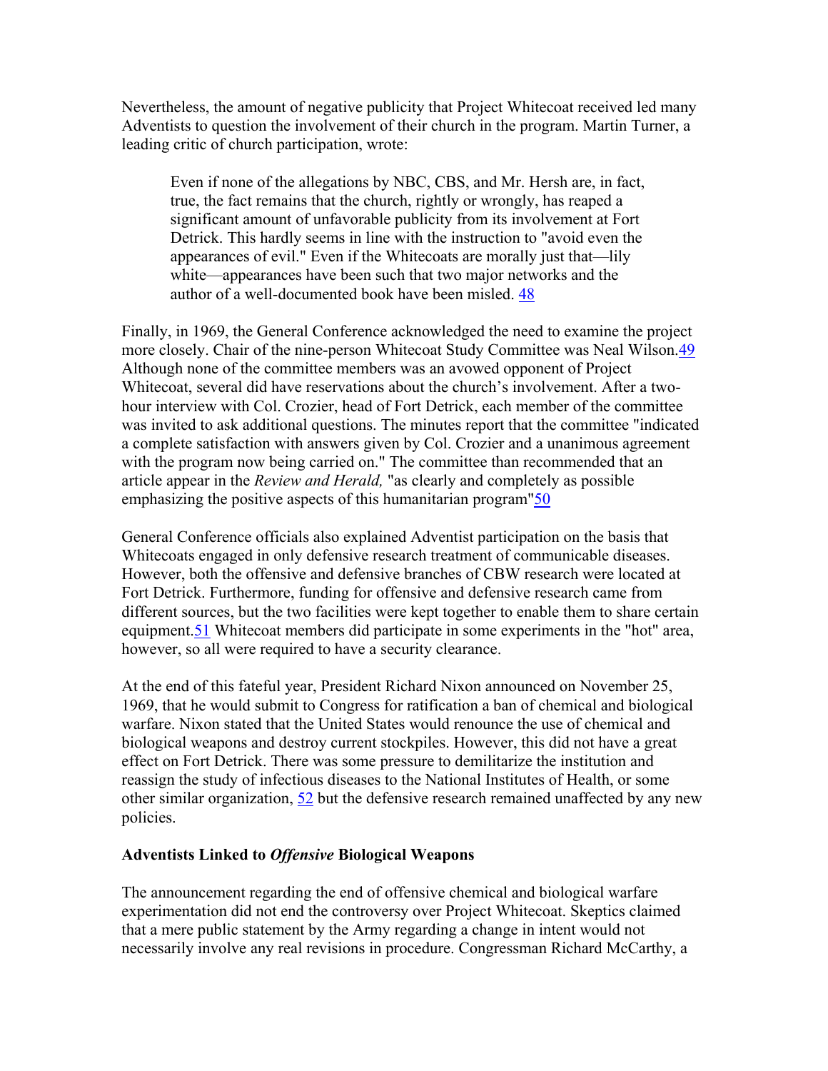Nevertheless, the amount of negative publicity that Project Whitecoat received led many Adventists to question the involvement of their church in the program. Martin Turner, a leading critic of church participation, wrote:

> Even if none of the allegations by NBC, CBS, and Mr. Hersh are, in fact, true, the fact remains that the church, rightly or wrongly, has reaped a significant amount of unfavorable publicity from its involvement at Fort Detrick. This hardly seems in line with the instruction to "avoid even the appearances of evil." Even if the Whitecoats are morally just that—lily white—appearances have been such that two major networks and the author of a well-documented book have been misled. [48]

Finally, in 1969, the General Conference acknowledged the need to examine the project more closely. Chair of the nine-person Whitecoat Study Committee was Neal Wilson.[49] Although none of the committee members was an avowed opponent of Project Whitecoat, several did have reservations about the church's involvement. After a two-hour interview with Col. Crozier, head of Fort Detrick, each member of the committee was invited to ask additional questions. The minutes report that the committee "indicated a complete satisfaction with answers given by Col. Crozier and a unanimous agreement with the program now being carried on." The committee than recommended that an article appear in the *Review and Herald,* "as clearly and completely as possible emphasizing the positive aspects of this humanitarian program"[50]

General Conference officials also explained Adventist participation on the basis that Whitecoats engaged in only defensive research treatment of communicable diseases. However, both the offensive and defensive branches of CBW research were located at Fort Detrick. Furthermore, funding for offensive and defensive research came from different sources, but the two facilities were kept together to enable them to share certain equipment.[51] Whitecoat members did participate in some experiments in the "hot" area, however, so all were required to have a security clearance.

At the end of this fateful year, President Richard Nixon announced on November 25, 1969, that he would submit to Congress for ratification a ban of chemical and biological warfare. Nixon stated that the United States would renounce the use of chemical and biological weapons and destroy current stockpiles. However, this did not have a great effect on Fort Detrick. There was some pressure to demilitarize the institution and reassign the study of infectious diseases to the National Institutes of Health, or some other similar organization, [52] but the defensive research remained unaffected by any new policies.

### Adventists Linked to *Offensive* Biological Weapons

The announcement regarding the end of offensive chemical and biological warfare experimentation did not end the controversy over Project Whitecoat. Skeptics claimed that a mere public statement by the Army regarding a change in intent would not necessarily involve any real revisions in procedure. Congressman Richard McCarthy, a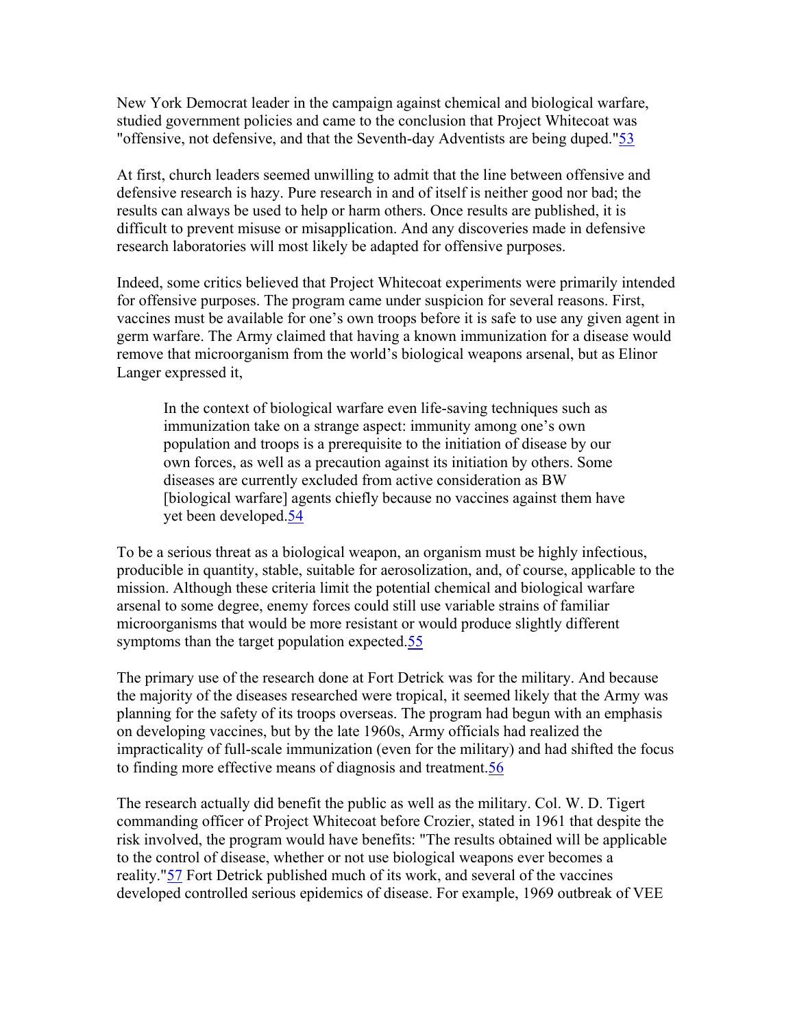New York Democrat leader in the campaign against chemical and biological warfare, studied government policies and came to the conclusion that Project Whitecoat was "offensive, not defensive, and that the Seventh-day Adventists are being duped."[53]

At first, church leaders seemed unwilling to admit that the line between offensive and defensive research is hazy. Pure research in and of itself is neither good nor bad; the results can always be used to help or harm others. Once results are published, it is difficult to prevent misuse or misapplication. And any discoveries made in defensive research laboratories will most likely be adapted for offensive purposes.

Indeed, some critics believed that Project Whitecoat experiments were primarily intended for offensive purposes. The program came under suspicion for several reasons. First, vaccines must be available for one's own troops before it is safe to use any given agent in germ warfare. The Army claimed that having a known immunization for a disease would remove that microorganism from the world's biological weapons arsenal, but as Elinor Langer expressed it,

> In the context of biological warfare even life-saving techniques such as immunization take on a strange aspect: immunity among one's own population and troops is a prerequisite to the initiation of disease by our own forces, as well as a precaution against its initiation by others. Some diseases are currently excluded from active consideration as BW [biological warfare] agents chiefly because no vaccines against them have yet been developed.[54]

To be a serious threat as a biological weapon, an organism must be highly infectious, producible in quantity, stable, suitable for aerosolization, and, of course, applicable to the mission. Although these criteria limit the potential chemical and biological warfare arsenal to some degree, enemy forces could still use variable strains of familiar microorganisms that would be more resistant or would produce slightly different symptoms than the target population expected.[55]

The primary use of the research done at Fort Detrick was for the military. And because the majority of the diseases researched were tropical, it seemed likely that the Army was planning for the safety of its troops overseas. The program had begun with an emphasis on developing vaccines, but by the late 1960s, Army officials had realized the impracticality of full-scale immunization (even for the military) and had shifted the focus to finding more effective means of diagnosis and treatment.[56]

The research actually did benefit the public as well as the military. Col. W. D. Tigert commanding officer of Project Whitecoat before Crozier, stated in 1961 that despite the risk involved, the program would have benefits: "The results obtained will be applicable to the control of disease, whether or not use biological weapons ever becomes a reality."[57] Fort Detrick published much of its work, and several of the vaccines developed controlled serious epidemics of disease. For example, 1969 outbreak of VEE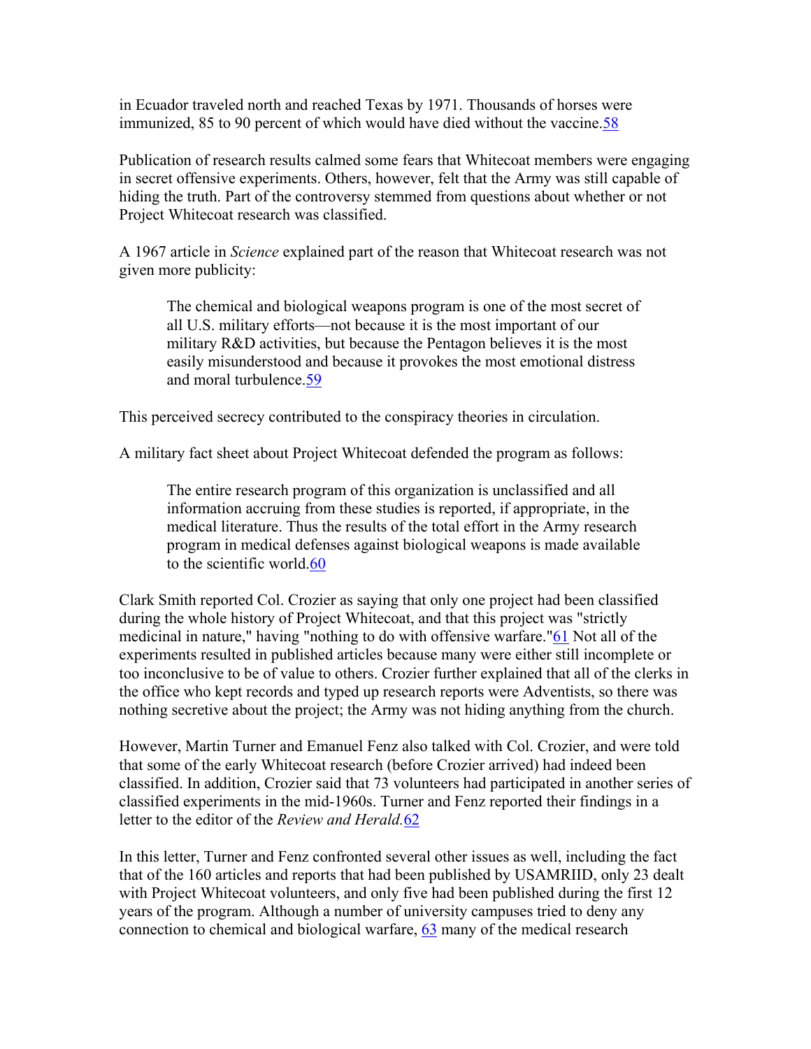in Ecuador traveled north and reached Texas by 1971. Thousands of horses were immunized, 85 to 90 percent of which would have died without the vaccine.[58]

Publication of research results calmed some fears that Whitecoat members were engaging in secret offensive experiments. Others, however, felt that the Army was still capable of hiding the truth. Part of the controversy stemmed from questions about whether or not Project Whitecoat research was classified.

A 1967 article in *Science* explained part of the reason that Whitecoat research was not given more publicity:

> The chemical and biological weapons program is one of the most secret of all U.S. military efforts—not because it is the most important of our military R&D activities, but because the Pentagon believes it is the most easily misunderstood and because it provokes the most emotional distress and moral turbulence.[59]

This perceived secrecy contributed to the conspiracy theories in circulation.

A military fact sheet about Project Whitecoat defended the program as follows:

> The entire research program of this organization is unclassified and all information accruing from these studies is reported, if appropriate, in the medical literature. Thus the results of the total effort in the Army research program in medical defenses against biological weapons is made available to the scientific world.[60]

Clark Smith reported Col. Crozier as saying that only one project had been classified during the whole history of Project Whitecoat, and that this project was "strictly medicinal in nature," having "nothing to do with offensive warfare."[61] Not all of the experiments resulted in published articles because many were either still incomplete or too inconclusive to be of value to others. Crozier further explained that all of the clerks in the office who kept records and typed up research reports were Adventists, so there was nothing secretive about the project; the Army was not hiding anything from the church.

However, Martin Turner and Emanuel Fenz also talked with Col. Crozier, and were told that some of the early Whitecoat research (before Crozier arrived) had indeed been classified. In addition, Crozier said that 73 volunteers had participated in another series of classified experiments in the mid-1960s. Turner and Fenz reported their findings in a letter to the editor of the *Review and Herald.*[62]

In this letter, Turner and Fenz confronted several other issues as well, including the fact that of the 160 articles and reports that had been published by USAMRIID, only 23 dealt with Project Whitecoat volunteers, and only five had been published during the first 12 years of the program. Although a number of university campuses tried to deny any connection to chemical and biological warfare, [63] many of the medical research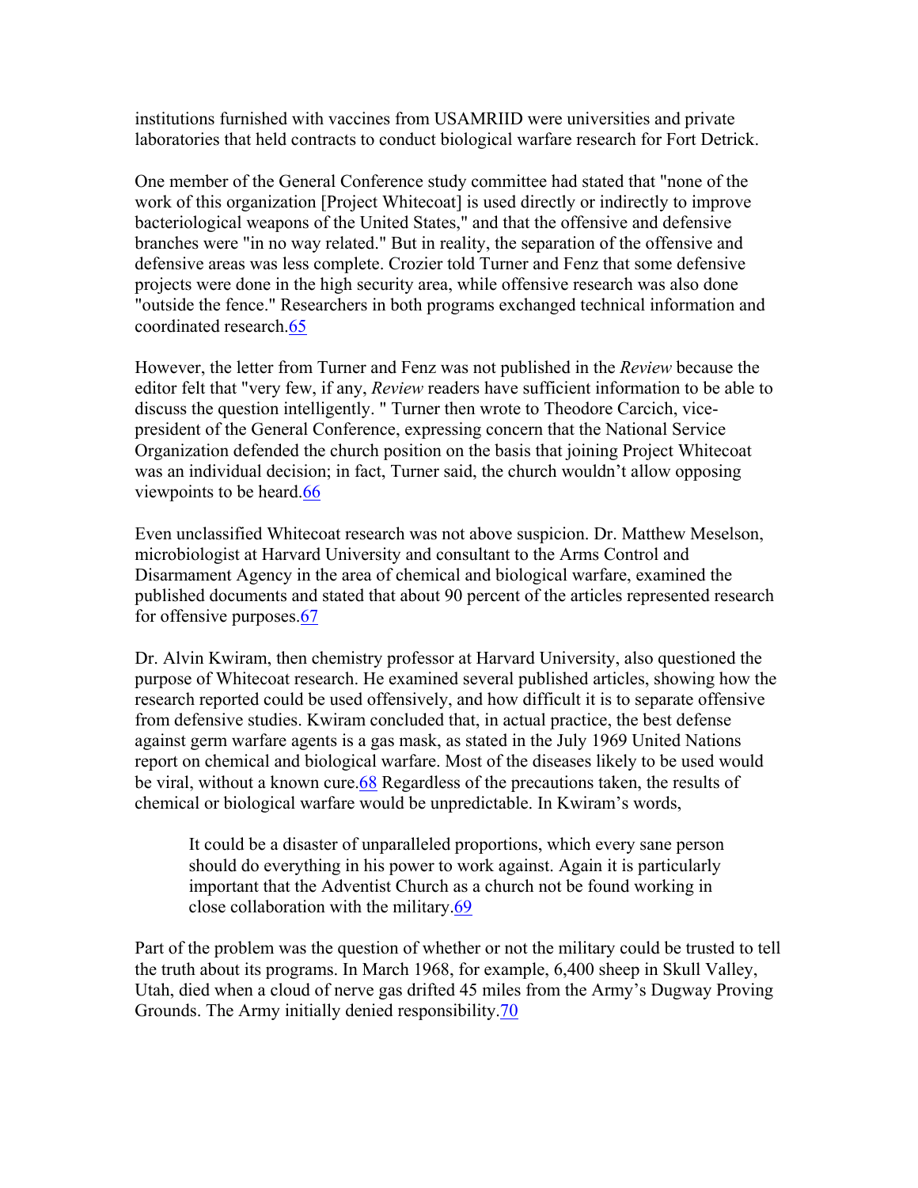institutions furnished with vaccines from USAMRIID were universities and private laboratories that held contracts to conduct biological warfare research for Fort Detrick.

One member of the General Conference study committee had stated that "none of the work of this organization [Project Whitecoat] is used directly or indirectly to improve bacteriological weapons of the United States," and that the offensive and defensive branches were "in no way related." But in reality, the separation of the offensive and defensive areas was less complete. Crozier told Turner and Fenz that some defensive projects were done in the high security area, while offensive research was also done "outside the fence." Researchers in both programs exchanged technical information and coordinated research.[65]

However, the letter from Turner and Fenz was not published in the *Review* because the editor felt that "very few, if any, *Review* readers have sufficient information to be able to discuss the question intelligently. " Turner then wrote to Theodore Carcich, vice-president of the General Conference, expressing concern that the National Service Organization defended the church position on the basis that joining Project Whitecoat was an individual decision; in fact, Turner said, the church wouldn't allow opposing viewpoints to be heard.[66]

Even unclassified Whitecoat research was not above suspicion. Dr. Matthew Meselson, microbiologist at Harvard University and consultant to the Arms Control and Disarmament Agency in the area of chemical and biological warfare, examined the published documents and stated that about 90 percent of the articles represented research for offensive purposes.[67]

Dr. Alvin Kwiram, then chemistry professor at Harvard University, also questioned the purpose of Whitecoat research. He examined several published articles, showing how the research reported could be used offensively, and how difficult it is to separate offensive from defensive studies. Kwiram concluded that, in actual practice, the best defense against germ warfare agents is a gas mask, as stated in the July 1969 United Nations report on chemical and biological warfare. Most of the diseases likely to be used would be viral, without a known cure.[68] Regardless of the precautions taken, the results of chemical or biological warfare would be unpredictable. In Kwiram's words,

> It could be a disaster of unparalleled proportions, which every sane person should do everything in his power to work against. Again it is particularly important that the Adventist Church as a church not be found working in close collaboration with the military.[69]

Part of the problem was the question of whether or not the military could be trusted to tell the truth about its programs. In March 1968, for example, 6,400 sheep in Skull Valley, Utah, died when a cloud of nerve gas drifted 45 miles from the Army's Dugway Proving Grounds. The Army initially denied responsibility.[70]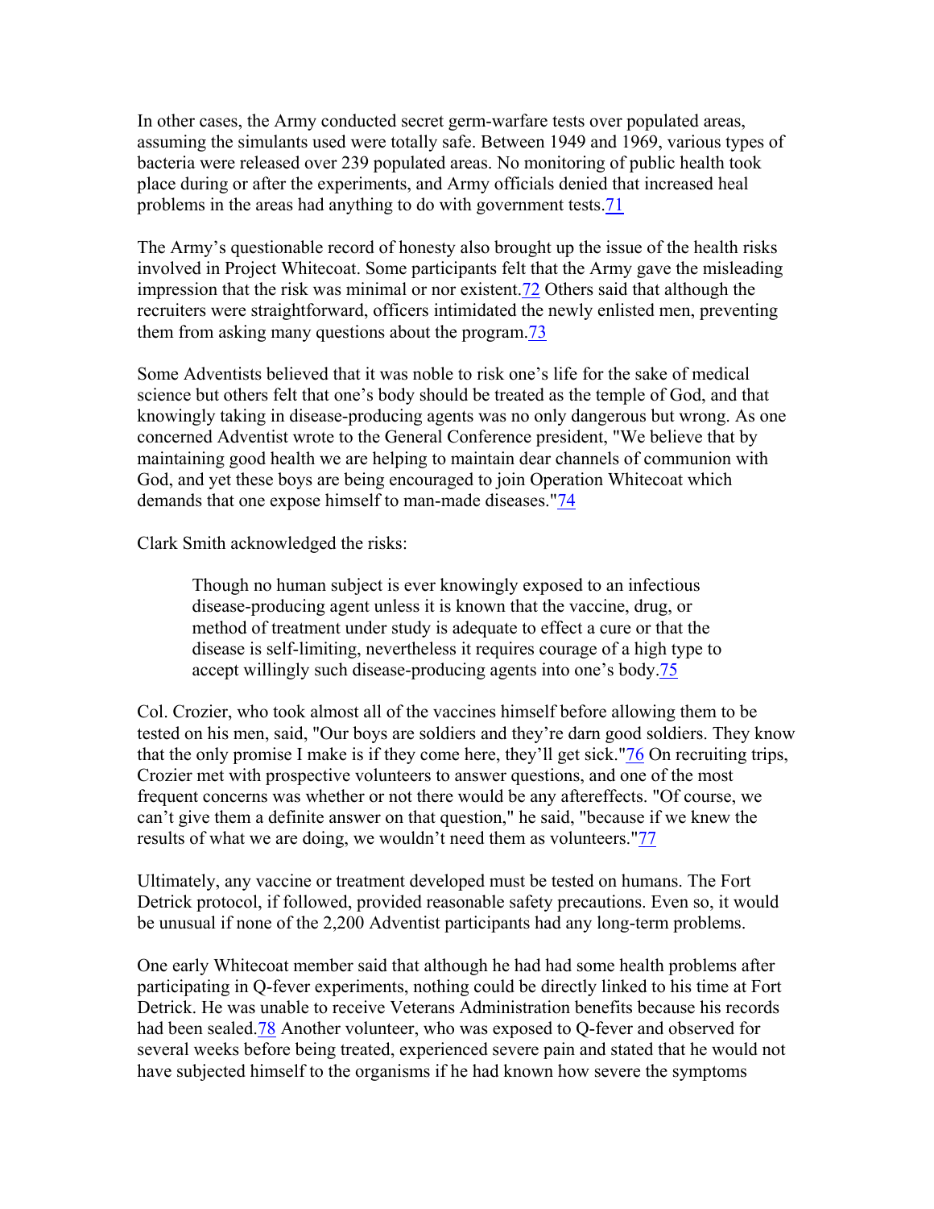In other cases, the Army conducted secret germ-warfare tests over populated areas, assuming the simulants used were totally safe. Between 1949 and 1969, various types of bacteria were released over 239 populated areas. No monitoring of public health took place during or after the experiments, and Army officials denied that increased heal problems in the areas had anything to do with government tests.[71]

The Army's questionable record of honesty also brought up the issue of the health risks involved in Project Whitecoat. Some participants felt that the Army gave the misleading impression that the risk was minimal or nor existent.[72] Others said that although the recruiters were straightforward, officers intimidated the newly enlisted men, preventing them from asking many questions about the program.[73]

Some Adventists believed that it was noble to risk one's life for the sake of medical science but others felt that one's body should be treated as the temple of God, and that knowingly taking in disease-producing agents was no only dangerous but wrong. As one concerned Adventist wrote to the General Conference president, "We believe that by maintaining good health we are helping to maintain dear channels of communion with God, and yet these boys are being encouraged to join Operation Whitecoat which demands that one expose himself to man-made diseases."[74]

Clark Smith acknowledged the risks:

> Though no human subject is ever knowingly exposed to an infectious disease-producing agent unless it is known that the vaccine, drug, or method of treatment under study is adequate to effect a cure or that the disease is self-limiting, nevertheless it requires courage of a high type to accept willingly such disease-producing agents into one's body.[75]

Col. Crozier, who took almost all of the vaccines himself before allowing them to be tested on his men, said, "Our boys are soldiers and they're darn good soldiers. They know that the only promise I make is if they come here, they'll get sick."[76] On recruiting trips, Crozier met with prospective volunteers to answer questions, and one of the most frequent concerns was whether or not there would be any aftereffects. "Of course, we can't give them a definite answer on that question," he said, "because if we knew the results of what we are doing, we wouldn't need them as volunteers."[77]

Ultimately, any vaccine or treatment developed must be tested on humans. The Fort Detrick protocol, if followed, provided reasonable safety precautions. Even so, it would be unusual if none of the 2,200 Adventist participants had any long-term problems.

One early Whitecoat member said that although he had had some health problems after participating in Q-fever experiments, nothing could be directly linked to his time at Fort Detrick. He was unable to receive Veterans Administration benefits because his records had been sealed.[78] Another volunteer, who was exposed to Q-fever and observed for several weeks before being treated, experienced severe pain and stated that he would not have subjected himself to the organisms if he had known how severe the symptoms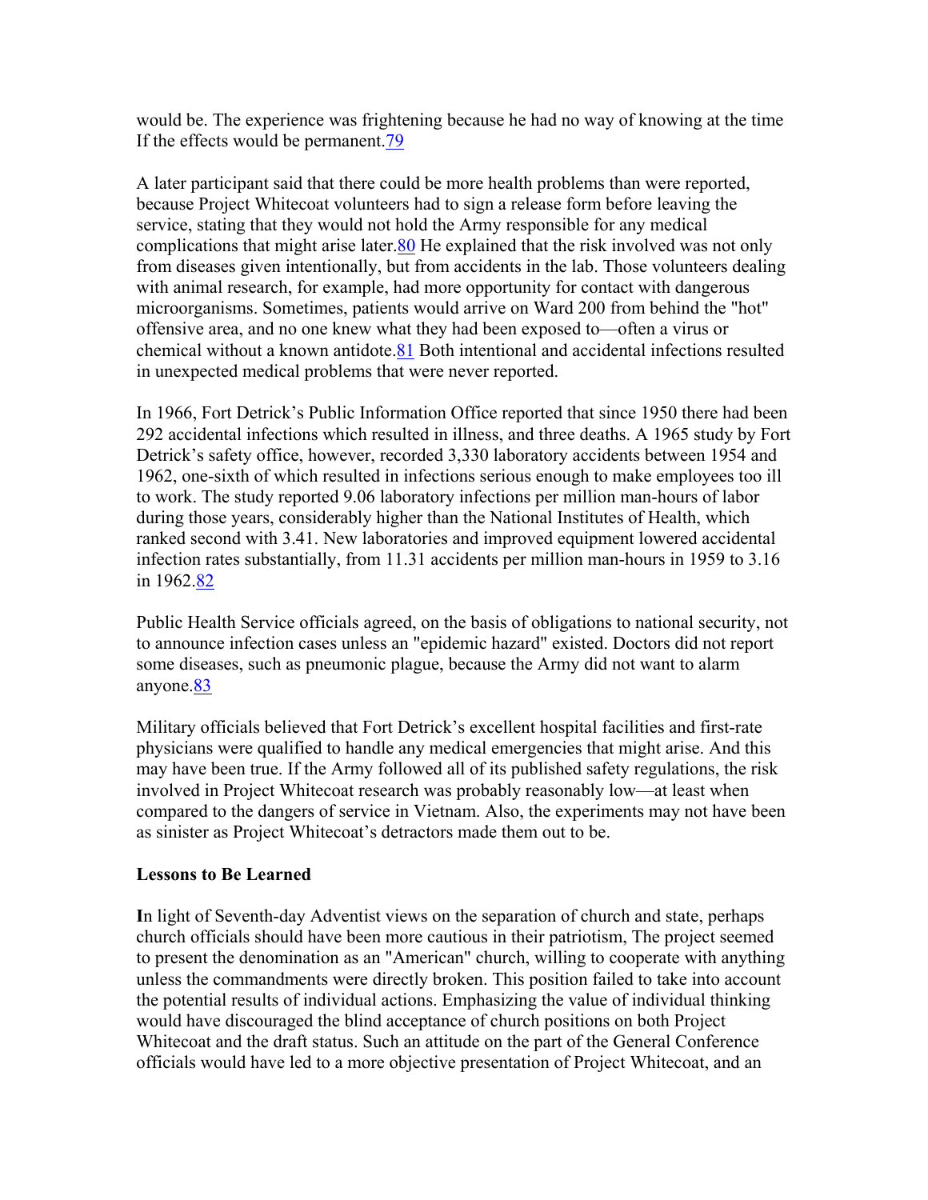would be. The experience was frightening because he had no way of knowing at the time If the effects would be permanent.[79]

A later participant said that there could be more health problems than were reported, because Project Whitecoat volunteers had to sign a release form before leaving the service, stating that they would not hold the Army responsible for any medical complications that might arise later.[80] He explained that the risk involved was not only from diseases given intentionally, but from accidents in the lab. Those volunteers dealing with animal research, for example, had more opportunity for contact with dangerous microorganisms. Sometimes, patients would arrive on Ward 200 from behind the "hot" offensive area, and no one knew what they had been exposed to—often a virus or chemical without a known antidote.[81] Both intentional and accidental infections resulted in unexpected medical problems that were never reported.

In 1966, Fort Detrick's Public Information Office reported that since 1950 there had been 292 accidental infections which resulted in illness, and three deaths. A 1965 study by Fort Detrick's safety office, however, recorded 3,330 laboratory accidents between 1954 and 1962, one-sixth of which resulted in infections serious enough to make employees too ill to work. The study reported 9.06 laboratory infections per million man-hours of labor during those years, considerably higher than the National Institutes of Health, which ranked second with 3.41. New laboratories and improved equipment lowered accidental infection rates substantially, from 11.31 accidents per million man-hours in 1959 to 3.16 in 1962.[82]

Public Health Service officials agreed, on the basis of obligations to national security, not to announce infection cases unless an "epidemic hazard" existed. Doctors did not report some diseases, such as pneumonic plague, because the Army did not want to alarm anyone.[83]

Military officials believed that Fort Detrick's excellent hospital facilities and first-rate physicians were qualified to handle any medical emergencies that might arise. And this may have been true. If the Army followed all of its published safety regulations, the risk involved in Project Whitecoat research was probably reasonably low—at least when compared to the dangers of service in Vietnam. Also, the experiments may not have been as sinister as Project Whitecoat's detractors made them out to be.

**Lessons to Be Learned**

**I**n light of Seventh-day Adventist views on the separation of church and state, perhaps church officials should have been more cautious in their patriotism, The project seemed to present the denomination as an "American" church, willing to cooperate with anything unless the commandments were directly broken. This position failed to take into account the potential results of individual actions. Emphasizing the value of individual thinking would have discouraged the blind acceptance of church positions on both Project Whitecoat and the draft status. Such an attitude on the part of the General Conference officials would have led to a more objective presentation of Project Whitecoat, and an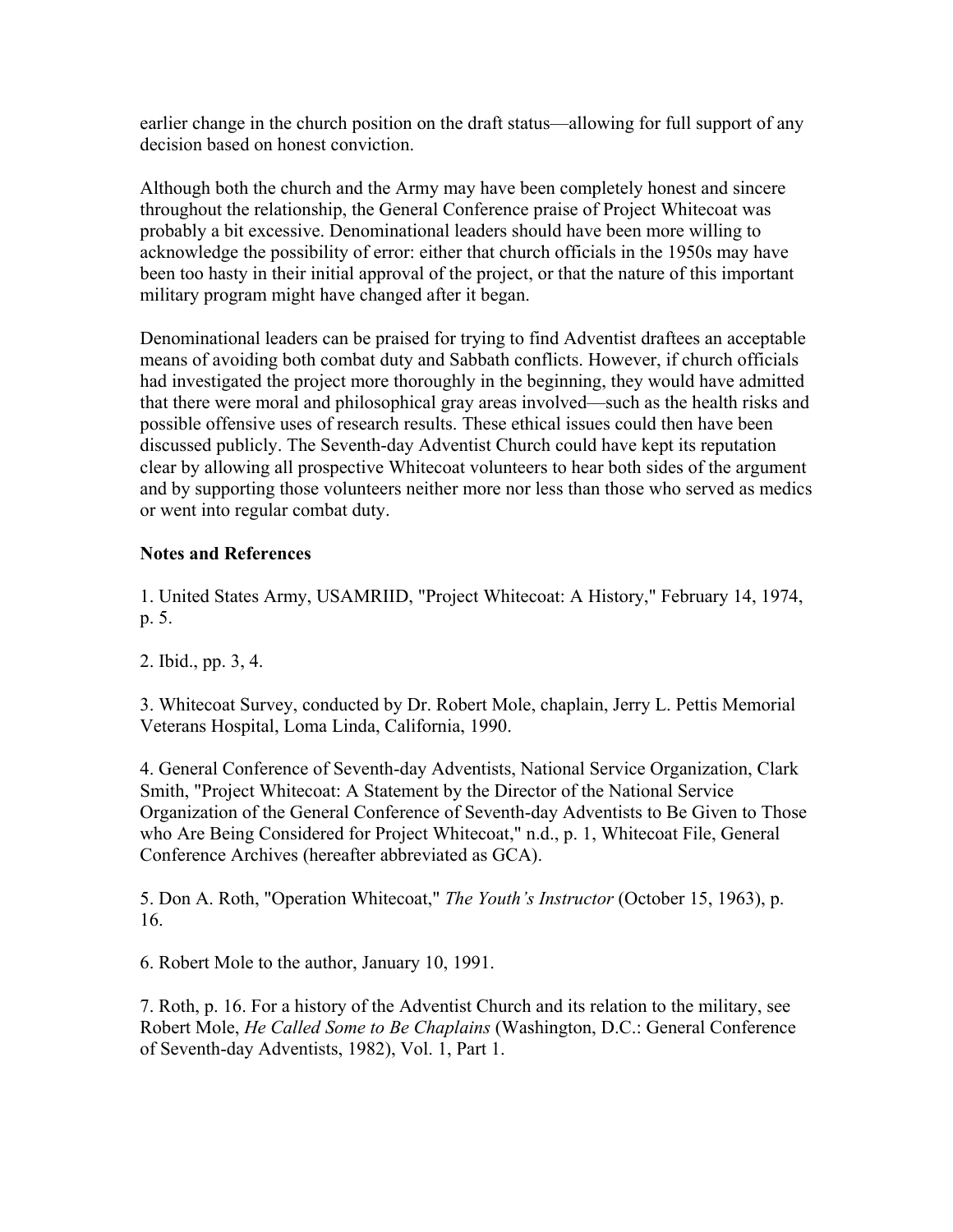earlier change in the church position on the draft status—allowing for full support of any decision based on honest conviction.

Although both the church and the Army may have been completely honest and sincere throughout the relationship, the General Conference praise of Project Whitecoat was probably a bit excessive. Denominational leaders should have been more willing to acknowledge the possibility of error: either that church officials in the 1950s may have been too hasty in their initial approval of the project, or that the nature of this important military program might have changed after it began.

Denominational leaders can be praised for trying to find Adventist draftees an acceptable means of avoiding both combat duty and Sabbath conflicts. However, if church officials had investigated the project more thoroughly in the beginning, they would have admitted that there were moral and philosophical gray areas involved—such as the health risks and possible offensive uses of research results. These ethical issues could then have been discussed publicly. The Seventh-day Adventist Church could have kept its reputation clear by allowing all prospective Whitecoat volunteers to hear both sides of the argument and by supporting those volunteers neither more nor less than those who served as medics or went into regular combat duty.

**Notes and References**

1. United States Army, USAMRIID, "Project Whitecoat: A History," February 14, 1974, p. 5.

2. Ibid., pp. 3, 4.

3. Whitecoat Survey, conducted by Dr. Robert Mole, chaplain, Jerry L. Pettis Memorial Veterans Hospital, Loma Linda, California, 1990.

4. General Conference of Seventh-day Adventists, National Service Organization, Clark Smith, "Project Whitecoat: A Statement by the Director of the National Service Organization of the General Conference of Seventh-day Adventists to Be Given to Those who Are Being Considered for Project Whitecoat," n.d., p. 1, Whitecoat File, General Conference Archives (hereafter abbreviated as GCA).

5. Don A. Roth, "Operation Whitecoat," *The Youth's Instructor* (October 15, 1963), p. 16.

6. Robert Mole to the author, January 10, 1991.

7. Roth, p. 16. For a history of the Adventist Church and its relation to the military, see Robert Mole, *He Called Some to Be Chaplains* (Washington, D.C.: General Conference of Seventh-day Adventists, 1982), Vol. 1, Part 1.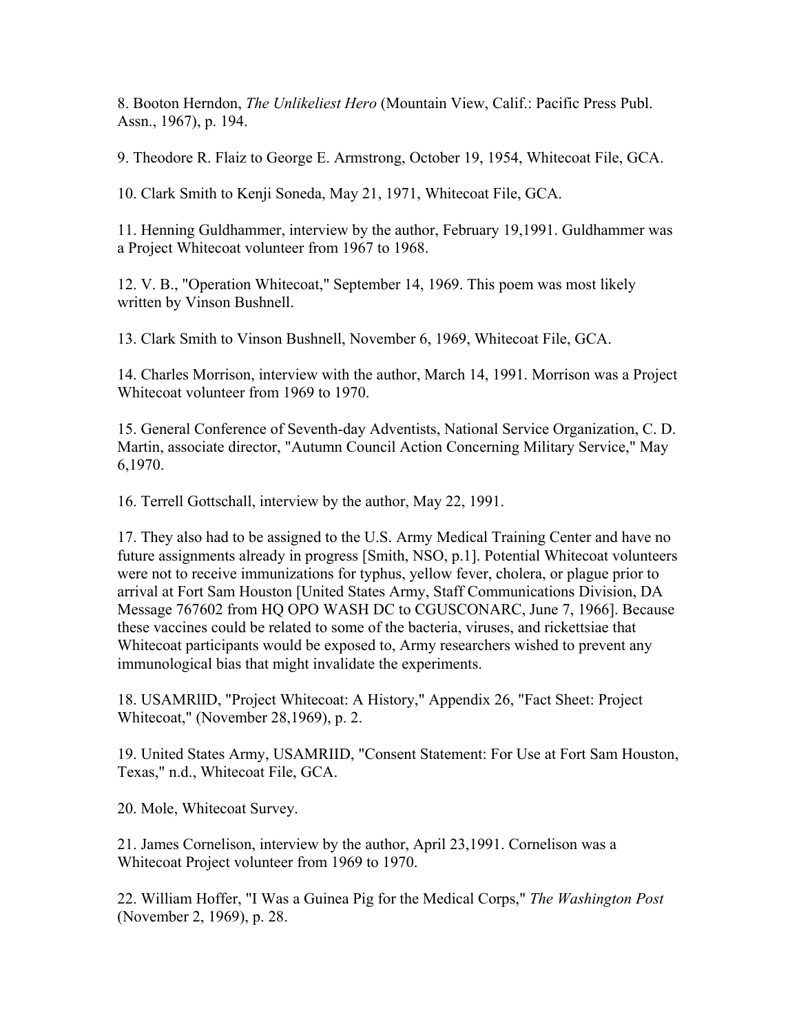8. Booton Herndon, *The Unlikeliest Hero* (Mountain View, Calif.: Pacific Press Publ. Assn., 1967), p. 194.

9. Theodore R. Flaiz to George E. Armstrong, October 19, 1954, Whitecoat File, GCA.

10. Clark Smith to Kenji Soneda, May 21, 1971, Whitecoat File, GCA.

11. Henning Guldhammer, interview by the author, February 19,1991. Guldhammer was a Project Whitecoat volunteer from 1967 to 1968.

12. V. B., "Operation Whitecoat," September 14, 1969. This poem was most likely written by Vinson Bushnell.

13. Clark Smith to Vinson Bushnell, November 6, 1969, Whitecoat File, GCA.

14. Charles Morrison, interview with the author, March 14, 1991. Morrison was a Project Whitecoat volunteer from 1969 to 1970.

15. General Conference of Seventh-day Adventists, National Service Organization, C. D. Martin, associate director, "Autumn Council Action Concerning Military Service," May 6,1970.

16. Terrell Gottschall, interview by the author, May 22, 1991.

17. They also had to be assigned to the U.S. Army Medical Training Center and have no future assignments already in progress [Smith, NSO, p.1]. Potential Whitecoat volunteers were not to receive immunizations for typhus, yellow fever, cholera, or plague prior to arrival at Fort Sam Houston [United States Army, Staff Communications Division, DA Message 767602 from HQ OPO WASH DC to CGUSCONARC, June 7, 1966]. Because these vaccines could be related to some of the bacteria, viruses, and rickettsiae that Whitecoat participants would be exposed to, Army researchers wished to prevent any immunological bias that might invalidate the experiments.

18. USAMRlID, "Project Whitecoat: A History," Appendix 26, "Fact Sheet: Project Whitecoat," (November 28,1969), p. 2.

19. United States Army, USAMRIID, "Consent Statement: For Use at Fort Sam Houston, Texas," n.d., Whitecoat File, GCA.

20. Mole, Whitecoat Survey.

21. James Cornelison, interview by the author, April 23,1991. Cornelison was a Whitecoat Project volunteer from 1969 to 1970.

22. William Hoffer, "I Was a Guinea Pig for the Medical Corps," *The Washington Post* (November 2, 1969), p. 28.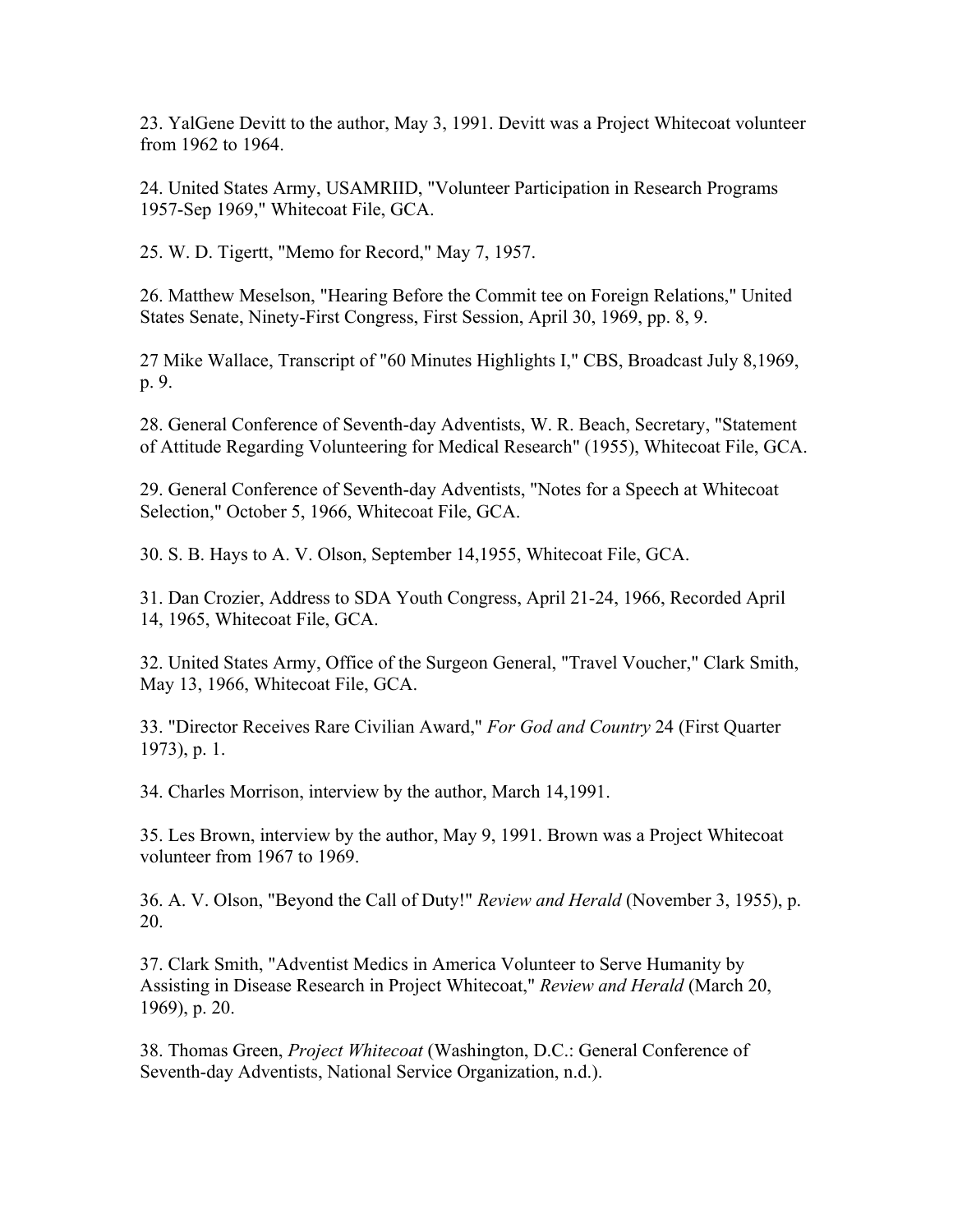23. YalGene Devitt to the author, May 3, 1991. Devitt was a Project Whitecoat volunteer from 1962 to 1964.

24. United States Army, USAMRIID, "Volunteer Participation in Research Programs 1957-Sep 1969," Whitecoat File, GCA.

25. W. D. Tigertt, "Memo for Record," May 7, 1957.

26. Matthew Meselson, "Hearing Before the Commit tee on Foreign Relations," United States Senate, Ninety-First Congress, First Session, April 30, 1969, pp. 8, 9.

27 Mike Wallace, Transcript of "60 Minutes Highlights I," CBS, Broadcast July 8,1969, p. 9.

28. General Conference of Seventh-day Adventists, W. R. Beach, Secretary, "Statement of Attitude Regarding Volunteering for Medical Research" (1955), Whitecoat File, GCA.

29. General Conference of Seventh-day Adventists, "Notes for a Speech at Whitecoat Selection," October 5, 1966, Whitecoat File, GCA.

30. S. B. Hays to A. V. Olson, September 14,1955, Whitecoat File, GCA.

31. Dan Crozier, Address to SDA Youth Congress, April 21-24, 1966, Recorded April 14, 1965, Whitecoat File, GCA.

32. United States Army, Office of the Surgeon General, "Travel Voucher," Clark Smith, May 13, 1966, Whitecoat File, GCA.

33. "Director Receives Rare Civilian Award," *For God and Country* 24 (First Quarter 1973), p. 1.

34. Charles Morrison, interview by the author, March 14,1991.

35. Les Brown, interview by the author, May 9, 1991. Brown was a Project Whitecoat volunteer from 1967 to 1969.

36. A. V. Olson, "Beyond the Call of Duty!" *Review and Herald* (November 3, 1955), p. 20.

37. Clark Smith, "Adventist Medics in America Volunteer to Serve Humanity by Assisting in Disease Research in Project Whitecoat," *Review and Herald* (March 20, 1969), p. 20.

38. Thomas Green, *Project Whitecoat* (Washington, D.C.: General Conference of Seventh-day Adventists, National Service Organization, n.d.).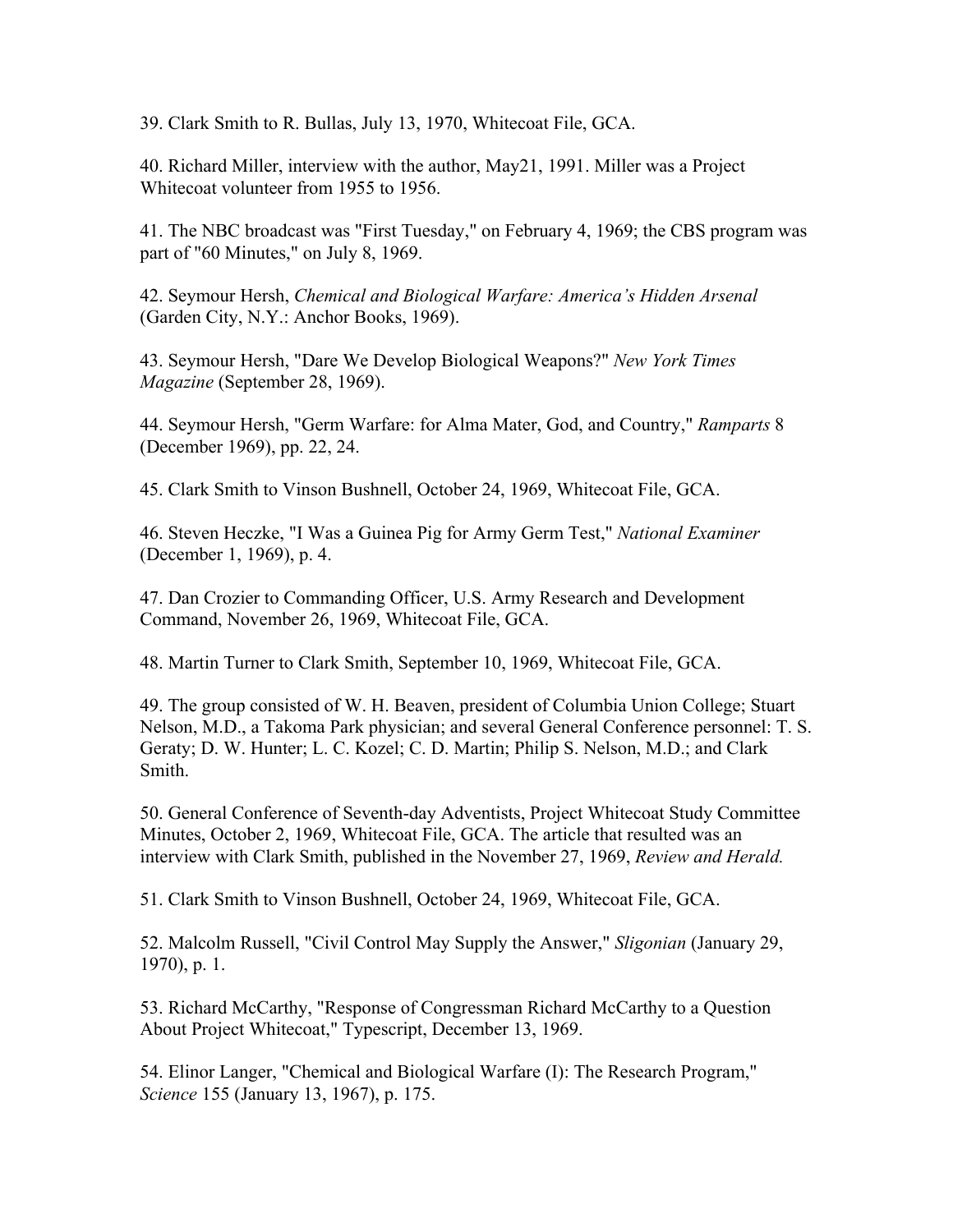39. Clark Smith to R. Bullas, July 13, 1970, Whitecoat File, GCA.

40. Richard Miller, interview with the author, May21, 1991. Miller was a Project Whitecoat volunteer from 1955 to 1956.

41. The NBC broadcast was "First Tuesday," on February 4, 1969; the CBS program was part of "60 Minutes," on July 8, 1969.

42. Seymour Hersh, *Chemical and Biological Warfare: America's Hidden Arsenal* (Garden City, N.Y.: Anchor Books, 1969).

43. Seymour Hersh, "Dare We Develop Biological Weapons?" *New York Times Magazine* (September 28, 1969).

44. Seymour Hersh, "Germ Warfare: for Alma Mater, God, and Country," *Ramparts* 8 (December 1969), pp. 22, 24.

45. Clark Smith to Vinson Bushnell, October 24, 1969, Whitecoat File, GCA.

46. Steven Heczke, "I Was a Guinea Pig for Army Germ Test," *National Examiner* (December 1, 1969), p. 4.

47. Dan Crozier to Commanding Officer, U.S. Army Research and Development Command, November 26, 1969, Whitecoat File, GCA.

48. Martin Turner to Clark Smith, September 10, 1969, Whitecoat File, GCA.

49. The group consisted of W. H. Beaven, president of Columbia Union College; Stuart Nelson, M.D., a Takoma Park physician; and several General Conference personnel: T. S. Geraty; D. W. Hunter; L. C. Kozel; C. D. Martin; Philip S. Nelson, M.D.; and Clark Smith.

50. General Conference of Seventh-day Adventists, Project Whitecoat Study Committee Minutes, October 2, 1969, Whitecoat File, GCA. The article that resulted was an interview with Clark Smith, published in the November 27, 1969, *Review and Herald.*

51. Clark Smith to Vinson Bushnell, October 24, 1969, Whitecoat File, GCA.

52. Malcolm Russell, "Civil Control May Supply the Answer," *Sligonian* (January 29, 1970), p. 1.

53. Richard McCarthy, "Response of Congressman Richard McCarthy to a Question About Project Whitecoat," Typescript, December 13, 1969.

54. Elinor Langer, "Chemical and Biological Warfare (I): The Research Program," *Science* 155 (January 13, 1967), p. 175.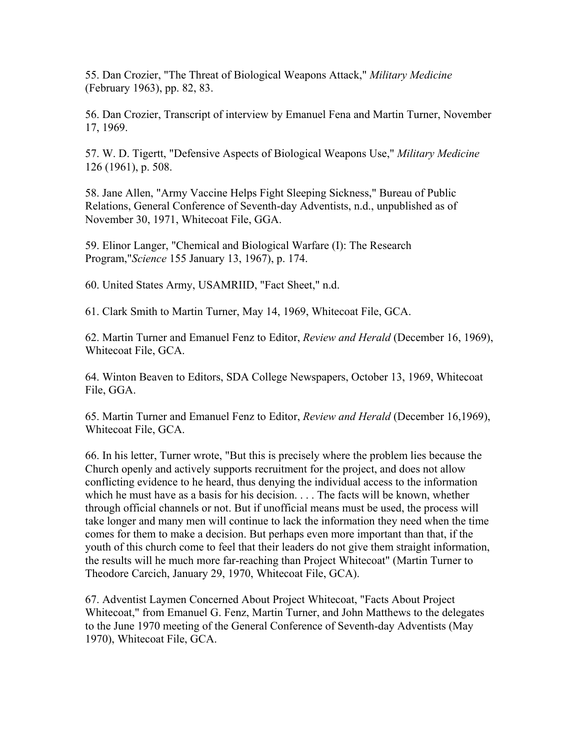55. Dan Crozier, "The Threat of Biological Weapons Attack," *Military Medicine* (February 1963), pp. 82, 83.

56. Dan Crozier, Transcript of interview by Emanuel Fena and Martin Turner, November 17, 1969.

57. W. D. Tigertt, "Defensive Aspects of Biological Weapons Use," *Military Medicine* 126 (1961), p. 508.

58. Jane Allen, "Army Vaccine Helps Fight Sleeping Sickness," Bureau of Public Relations, General Conference of Seventh-day Adventists, n.d., unpublished as of November 30, 1971, Whitecoat File, GGA.

59. Elinor Langer, "Chemical and Biological Warfare (I): The Research Program,"*Science* 155 January 13, 1967), p. 174.

60. United States Army, USAMRIID, "Fact Sheet," n.d.

61. Clark Smith to Martin Turner, May 14, 1969, Whitecoat File, GCA.

62. Martin Turner and Emanuel Fenz to Editor, *Review and Herald* (December 16, 1969), Whitecoat File, GCA.

64. Winton Beaven to Editors, SDA College Newspapers, October 13, 1969, Whitecoat File, GGA.

65. Martin Turner and Emanuel Fenz to Editor, *Review and Herald* (December 16,1969), Whitecoat File, GCA.

66. In his letter, Turner wrote, "But this is precisely where the problem lies because the Church openly and actively supports recruitment for the project, and does not allow conflicting evidence to he heard, thus denying the individual access to the information which he must have as a basis for his decision. . . . The facts will be known, whether through official channels or not. But if unofficial means must be used, the process will take longer and many men will continue to lack the information they need when the time comes for them to make a decision. But perhaps even more important than that, if the youth of this church come to feel that their leaders do not give them straight information, the results will he much more far-reaching than Project Whitecoat" (Martin Turner to Theodore Carcich, January 29, 1970, Whitecoat File, GCA).

67. Adventist Laymen Concerned About Project Whitecoat, "Facts About Project Whitecoat," from Emanuel G. Fenz, Martin Turner, and John Matthews to the delegates to the June 1970 meeting of the General Conference of Seventh-day Adventists (May 1970), Whitecoat File, GCA.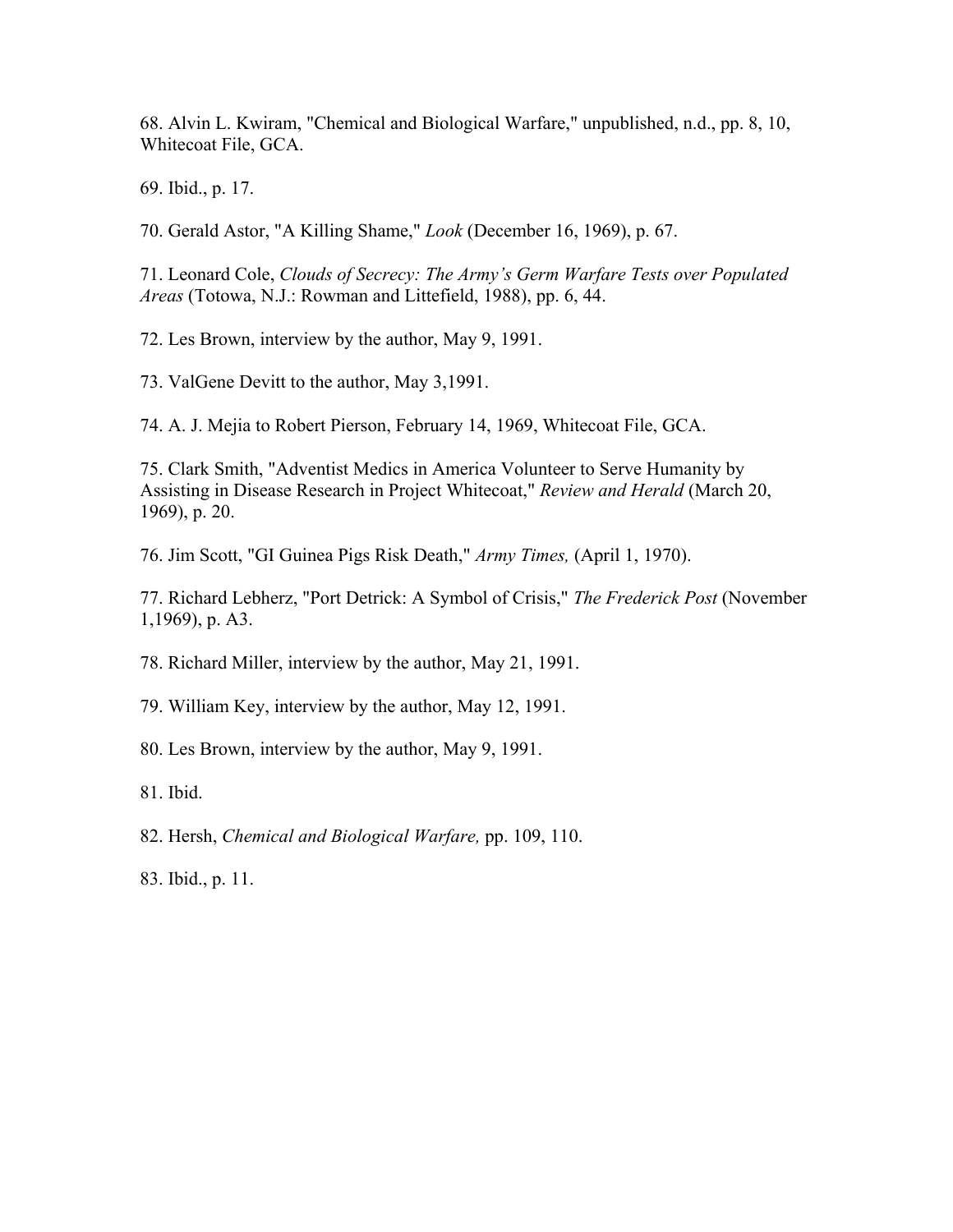68. Alvin L. Kwiram, "Chemical and Biological Warfare," unpublished, n.d., pp. 8, 10, Whitecoat File, GCA.

69. Ibid., p. 17.

70. Gerald Astor, "A Killing Shame," *Look* (December 16, 1969), p. 67.

71. Leonard Cole, *Clouds of Secrecy: The Army's Germ Warfare Tests over Populated Areas* (Totowa, N.J.: Rowman and Littefield, 1988), pp. 6, 44.

72. Les Brown, interview by the author, May 9, 1991.

73. ValGene Devitt to the author, May 3,1991.

74. A. J. Mejia to Robert Pierson, February 14, 1969, Whitecoat File, GCA.

75. Clark Smith, "Adventist Medics in America Volunteer to Serve Humanity by Assisting in Disease Research in Project Whitecoat," *Review and Herald* (March 20, 1969), p. 20.

76. Jim Scott, "GI Guinea Pigs Risk Death," *Army Times,* (April 1, 1970).

77. Richard Lebherz, "Port Detrick: A Symbol of Crisis," *The Frederick Post* (November 1,1969), p. A3.

78. Richard Miller, interview by the author, May 21, 1991.

79. William Key, interview by the author, May 12, 1991.

80. Les Brown, interview by the author, May 9, 1991.

81. Ibid.

82. Hersh, *Chemical and Biological Warfare,* pp. 109, 110.

83. Ibid., p. 11.